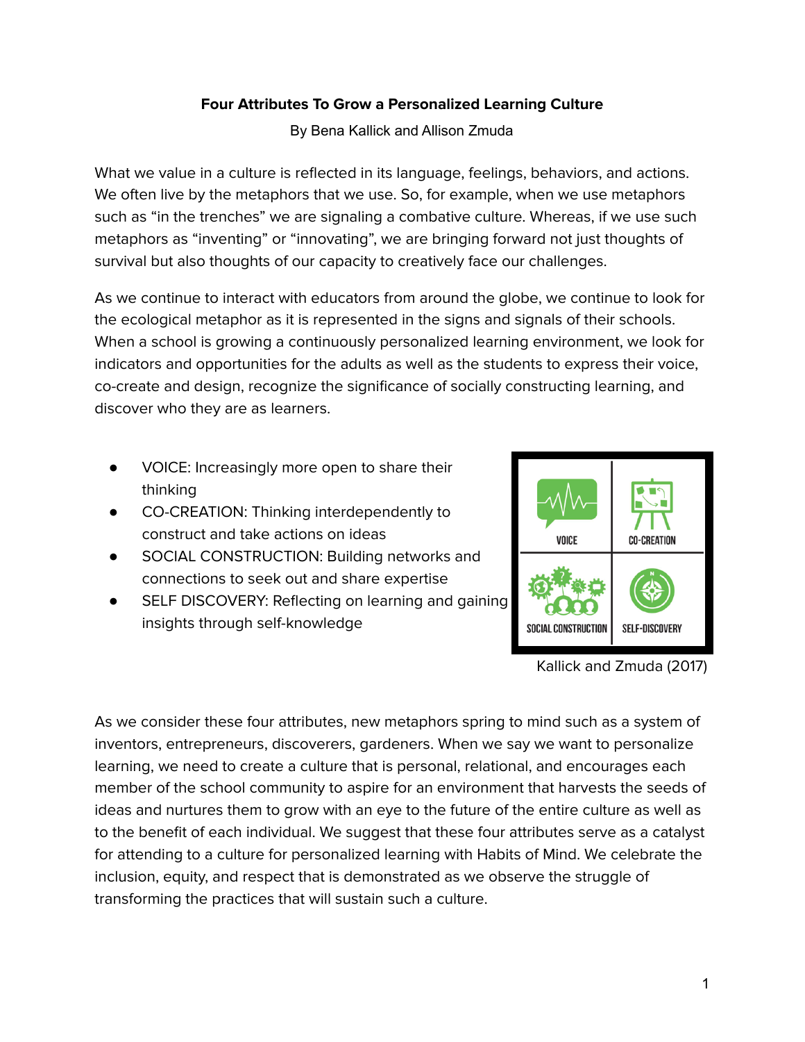**Four Attributes To Grow a Personalized Learning Culture**

By Bena Kallick and Allison Zmuda

What we value in a culture is reflected in its language, feelings, behaviors, and actions. We often live by the metaphors that we use. So, for example, when we use metaphors such as "in the trenches" we are signaling a combative culture. Whereas, if we use such metaphors as "inventing" or "innovating", we are bringing forward not just thoughts of survival but also thoughts of our capacity to creatively face our challenges.

As we continue to interact with educators from around the globe, we continue to look for the ecological metaphor as it is represented in the signs and signals of their schools. When a school is growing a continuously personalized learning environment, we look for indicators and opportunities for the adults as well as the students to express their voice, co-create and design, recognize the significance of socially constructing learning, and discover who they are as learners.

- VOICE: Increasingly more open to share their thinking
- CO-CREATION: Thinking interdependently to construct and take actions on ideas
- SOCIAL CONSTRUCTION: Building networks and connections to seek out and share expertise
- SELF DISCOVERY: Reflecting on learning and gaining insights through self-knowledge

VOICE | CO-CREATION | SOCIAL CONSTRUCTION | SELF-DISCOVERY

Kallick and Zmuda (2017)

As we consider these four attributes, new metaphors spring to mind such as a system of inventors, entrepreneurs, discoverers, gardeners. When we say we want to personalize learning, we need to create a culture that is personal, relational, and encourages each member of the school community to aspire for an environment that harvests the seeds of ideas and nurtures them to grow with an eye to the future of the entire culture as well as to the benefit of each individual. We suggest that these four attributes serve as a catalyst for attending to a culture for personalized learning with Habits of Mind. We celebrate the inclusion, equity, and respect that is demonstrated as we observe the struggle of transforming the practices that will sustain such a culture.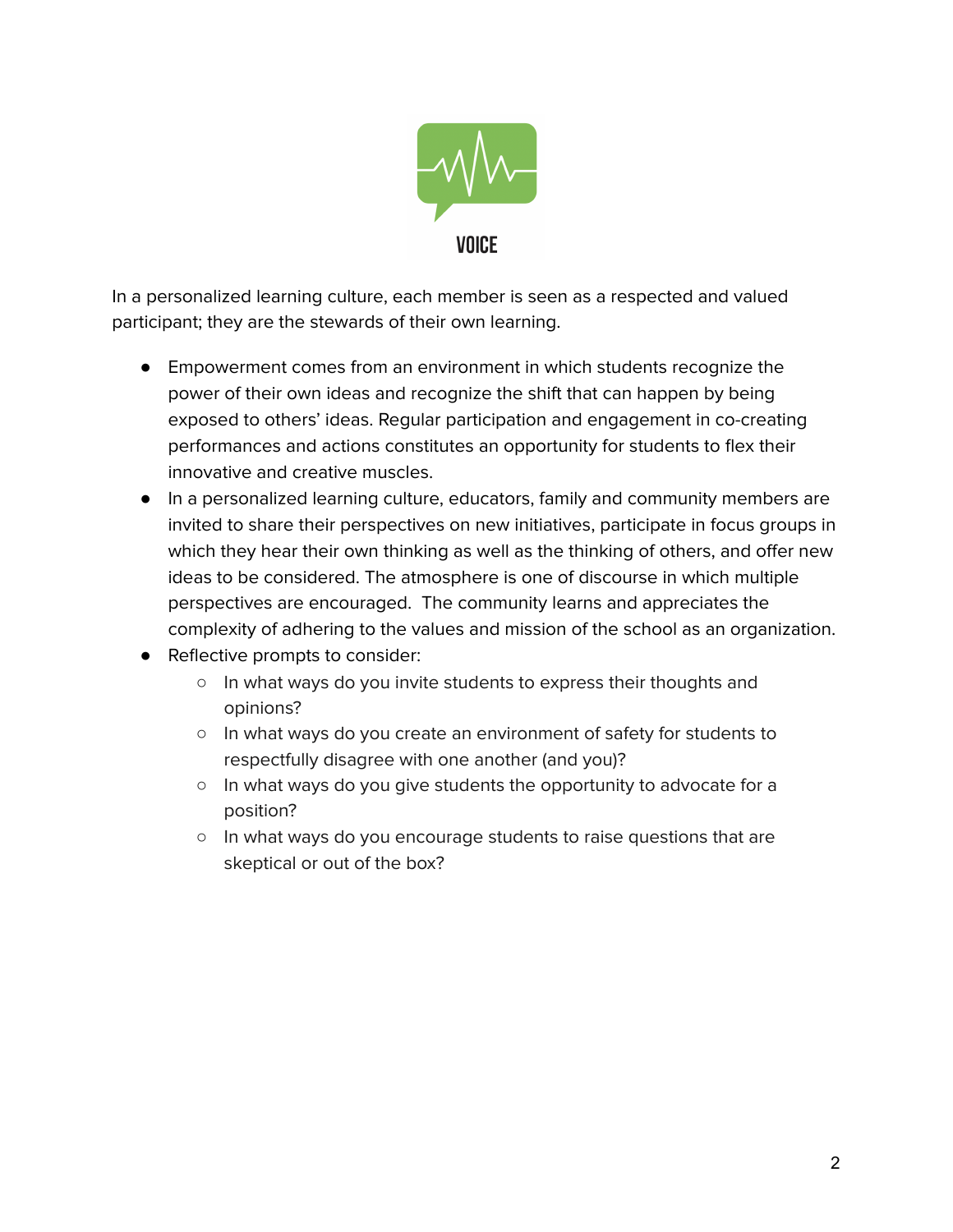# VOICE

In a personalized learning culture, each member is seen as a respected and valued participant; they are the stewards of their own learning.

- Empowerment comes from an environment in which students recognize the power of their own ideas and recognize the shift that can happen by being exposed to others' ideas. Regular participation and engagement in co-creating performances and actions constitutes an opportunity for students to flex their innovative and creative muscles.
- In a personalized learning culture, educators, family and community members are invited to share their perspectives on new initiatives, participate in focus groups in which they hear their own thinking as well as the thinking of others, and offer new ideas to be considered. The atmosphere is one of discourse in which multiple perspectives are encouraged. The community learns and appreciates the complexity of adhering to the values and mission of the school as an organization.
- Reflective prompts to consider:
  - In what ways do you invite students to express their thoughts and opinions?
  - In what ways do you create an environment of safety for students to respectfully disagree with one another (and you)?
  - In what ways do you give students the opportunity to advocate for a position?
  - In what ways do you encourage students to raise questions that are skeptical or out of the box?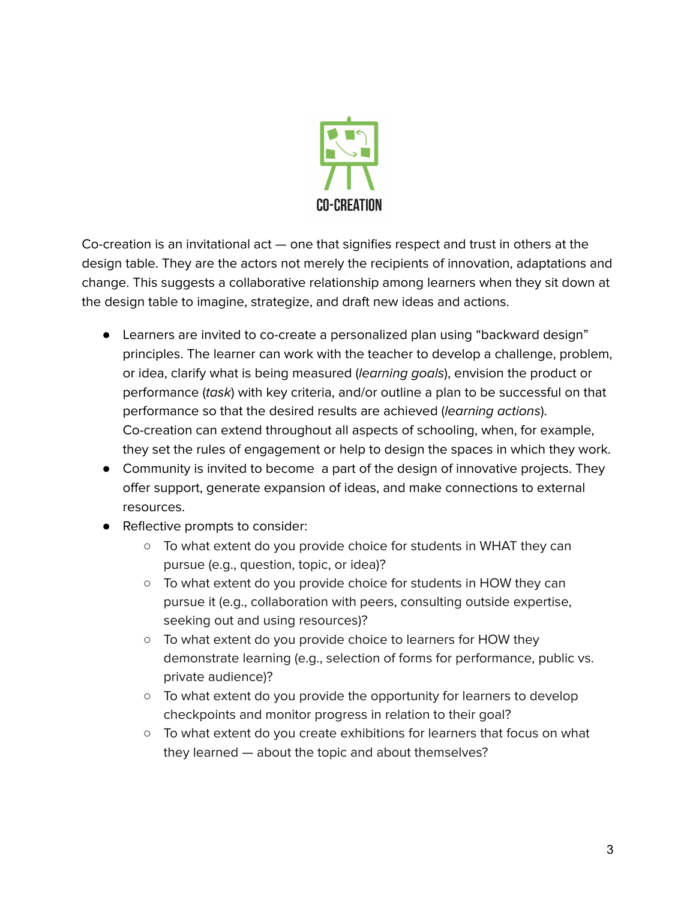# CO-CREATION

Co-creation is an invitational act — one that signifies respect and trust in others at the design table. They are the actors not merely the recipients of innovation, adaptations and change. This suggests a collaborative relationship among learners when they sit down at the design table to imagine, strategize, and draft new ideas and actions.

- Learners are invited to co-create a personalized plan using "backward design" principles. The learner can work with the teacher to develop a challenge, problem, or idea, clarify what is being measured (*learning goals*), envision the product or performance (*task*) with key criteria, and/or outline a plan to be successful on that performance so that the desired results are achieved (*learning actions*). Co-creation can extend throughout all aspects of schooling, when, for example, they set the rules of engagement or help to design the spaces in which they work.
- Community is invited to become a part of the design of innovative projects. They offer support, generate expansion of ideas, and make connections to external resources.
- Reflective prompts to consider:
    - To what extent do you provide choice for students in WHAT they can pursue (e.g., question, topic, or idea)?
    - To what extent do you provide choice for students in HOW they can pursue it (e.g., collaboration with peers, consulting outside expertise, seeking out and using resources)?
    - To what extent do you provide choice to learners for HOW they demonstrate learning (e.g., selection of forms for performance, public vs. private audience)?
    - To what extent do you provide the opportunity for learners to develop checkpoints and monitor progress in relation to their goal?
    - To what extent do you create exhibitions for learners that focus on what they learned — about the topic and about themselves?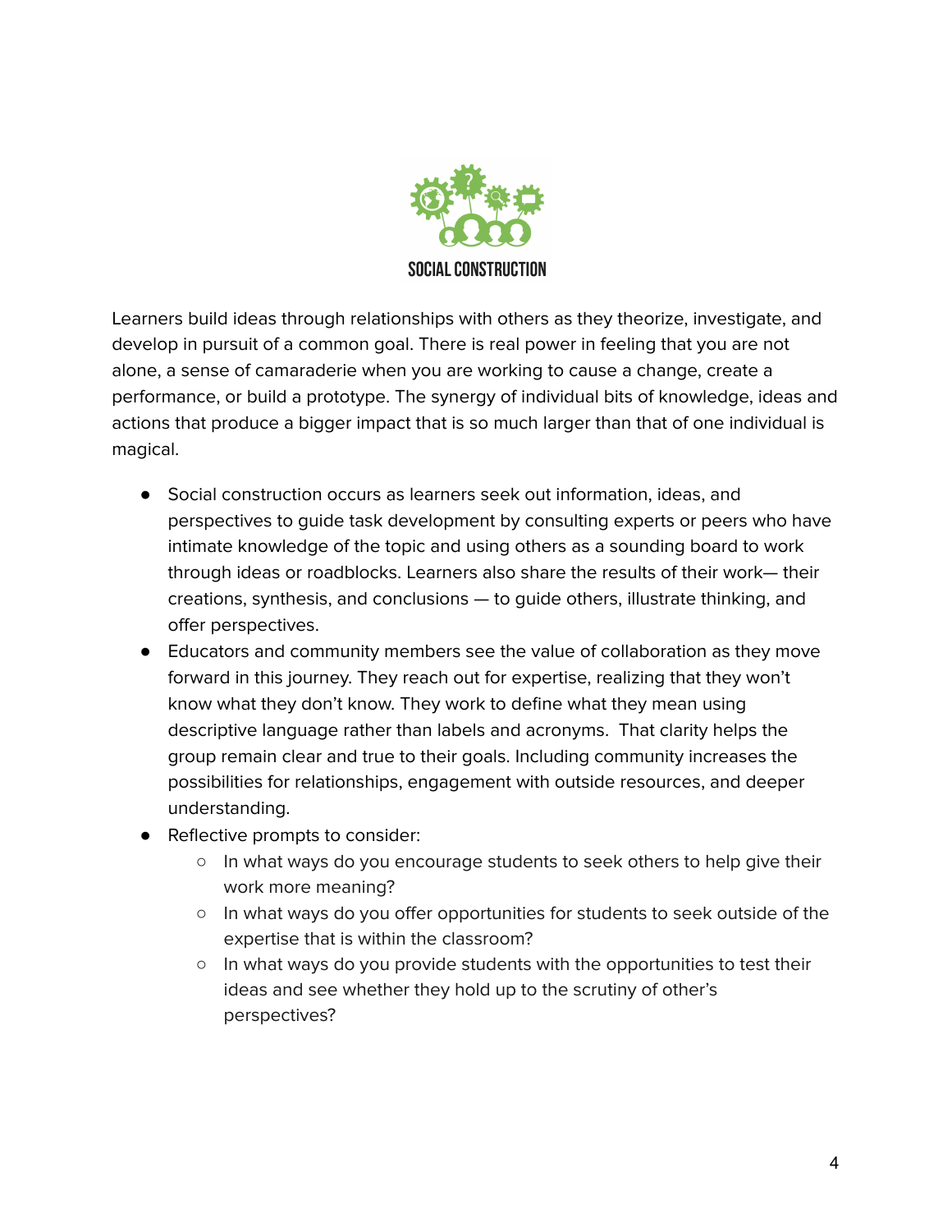## SOCIAL CONSTRUCTION

Learners build ideas through relationships with others as they theorize, investigate, and develop in pursuit of a common goal. There is real power in feeling that you are not alone, a sense of camaraderie when you are working to cause a change, create a performance, or build a prototype. The synergy of individual bits of knowledge, ideas and actions that produce a bigger impact that is so much larger than that of one individual is magical.

- Social construction occurs as learners seek out information, ideas, and perspectives to guide task development by consulting experts or peers who have intimate knowledge of the topic and using others as a sounding board to work through ideas or roadblocks. Learners also share the results of their work— their creations, synthesis, and conclusions — to guide others, illustrate thinking, and offer perspectives.
- Educators and community members see the value of collaboration as they move forward in this journey. They reach out for expertise, realizing that they won't know what they don't know. They work to define what they mean using descriptive language rather than labels and acronyms. That clarity helps the group remain clear and true to their goals. Including community increases the possibilities for relationships, engagement with outside resources, and deeper understanding.
- Reflective prompts to consider:
  - In what ways do you encourage students to seek others to help give their work more meaning?
  - In what ways do you offer opportunities for students to seek outside of the expertise that is within the classroom?
  - In what ways do you provide students with the opportunities to test their ideas and see whether they hold up to the scrutiny of other's perspectives?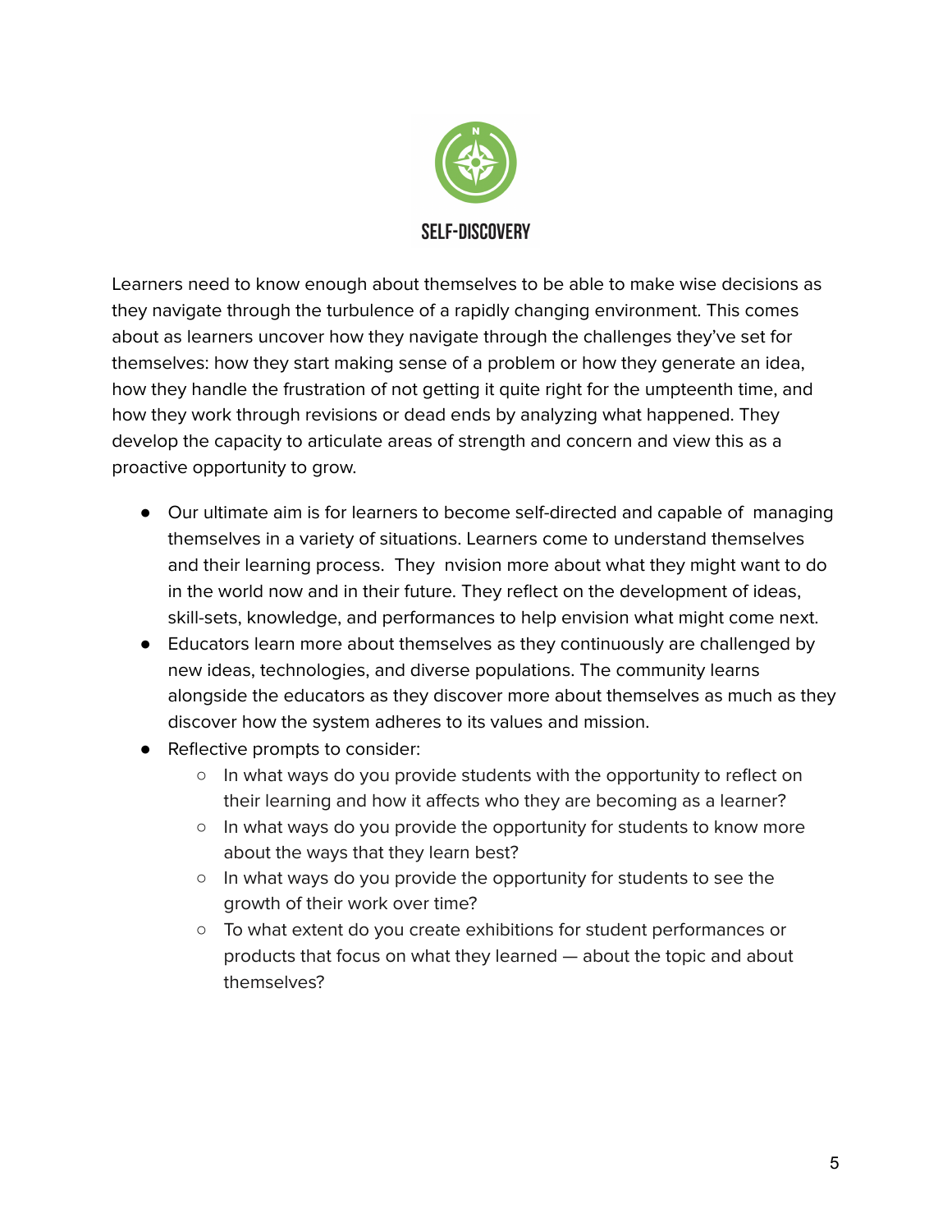# SELF-DISCOVERY

Learners need to know enough about themselves to be able to make wise decisions as they navigate through the turbulence of a rapidly changing environment. This comes about as learners uncover how they navigate through the challenges they've set for themselves: how they start making sense of a problem or how they generate an idea, how they handle the frustration of not getting it quite right for the umpteenth time, and how they work through revisions or dead ends by analyzing what happened. They develop the capacity to articulate areas of strength and concern and view this as a proactive opportunity to grow.

- Our ultimate aim is for learners to become self-directed and capable of managing themselves in a variety of situations. Learners come to understand themselves and their learning process. They nvision more about what they might want to do in the world now and in their future. They reflect on the development of ideas, skill-sets, knowledge, and performances to help envision what might come next.
- Educators learn more about themselves as they continuously are challenged by new ideas, technologies, and diverse populations. The community learns alongside the educators as they discover more about themselves as much as they discover how the system adheres to its values and mission.
- Reflective prompts to consider:
  - In what ways do you provide students with the opportunity to reflect on their learning and how it affects who they are becoming as a learner?
  - In what ways do you provide the opportunity for students to know more about the ways that they learn best?
  - In what ways do you provide the opportunity for students to see the growth of their work over time?
  - To what extent do you create exhibitions for student performances or products that focus on what they learned — about the topic and about themselves?